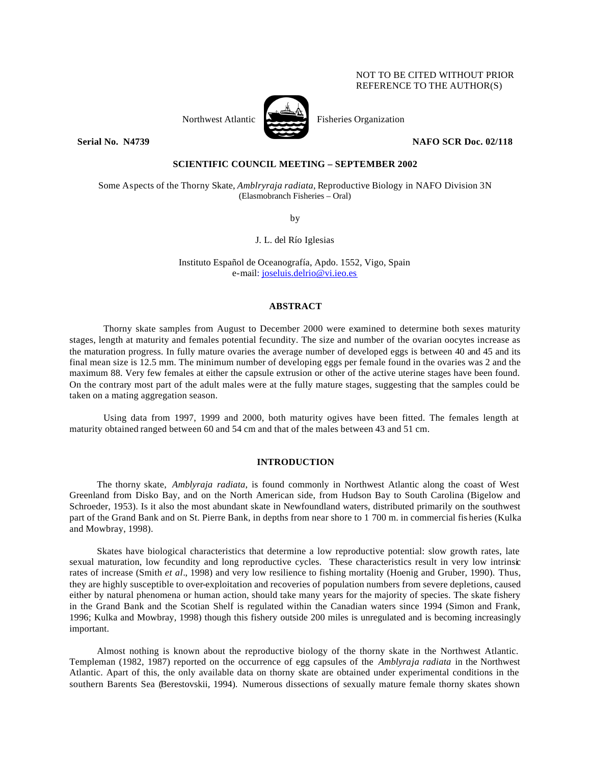NOT TO BE CITED WITHOUT PRIOR REFERENCE TO THE AUTHOR(S)

Northwest Atlantic Fisheries Organization

**Serial No. N4739** **NAFO SCR Doc. 02/118**

**SCIENTIFIC COUNCIL MEETING – SEPTEMBER 2002**

Some Aspects of the Thorny Skate, *Amblryraja radiata*, Reproductive Biology in NAFO Division 3N
(Elasmobranch Fisheries – Oral)

by

J. L. del Río Iglesias

Instituto Español de Oceanografía, Apdo. 1552, Vigo, Spain
e-mail: joseluis.delrio@vi.ieo.es

## ABSTRACT

Thorny skate samples from August to December 2000 were examined to determine both sexes maturity stages, length at maturity and females potential fecundity. The size and number of the ovarian oocytes increase as the maturation progress. In fully mature ovaries the average number of developed eggs is between 40 and 45 and its final mean size is 12.5 mm. The minimum number of developing eggs per female found in the ovaries was 2 and the maximum 88. Very few females at either the capsule extrusion or other of the active uterine stages have been found. On the contrary most part of the adult males were at the fully mature stages, suggesting that the samples could be taken on a mating aggregation season.

Using data from 1997, 1999 and 2000, both maturity ogives have been fitted. The females length at maturity obtained ranged between 60 and 54 cm and that of the males between 43 and 51 cm.

## INTRODUCTION

The thorny skate, *Amblyraja radiata*, is found commonly in Northwest Atlantic along the coast of West Greenland from Disko Bay, and on the North American side, from Hudson Bay to South Carolina (Bigelow and Schroeder, 1953). Is it also the most abundant skate in Newfoundland waters, distributed primarily on the southwest part of the Grand Bank and on St. Pierre Bank, in depths from near shore to 1 700 m. in commercial fisheries (Kulka and Mowbray, 1998).

Skates have biological characteristics that determine a low reproductive potential: slow growth rates, late sexual maturation, low fecundity and long reproductive cycles. These characteristics result in very low intrinsic rates of increase (Smith *et al*., 1998) and very low resilience to fishing mortality (Hoenig and Gruber, 1990). Thus, they are highly susceptible to over-exploitation and recoveries of population numbers from severe depletions, caused either by natural phenomena or human action, should take many years for the majority of species. The skate fishery in the Grand Bank and the Scotian Shelf is regulated within the Canadian waters since 1994 (Simon and Frank, 1996; Kulka and Mowbray, 1998) though this fishery outside 200 miles is unregulated and is becoming increasingly important.

Almost nothing is known about the reproductive biology of the thorny skate in the Northwest Atlantic. Templeman (1982, 1987) reported on the occurrence of egg capsules of the *Amblyraja radiata* in the Northwest Atlantic. Apart of this, the only available data on thorny skate are obtained under experimental conditions in the southern Barents Sea (Berestovskii, 1994). Numerous dissections of sexually mature female thorny skates shown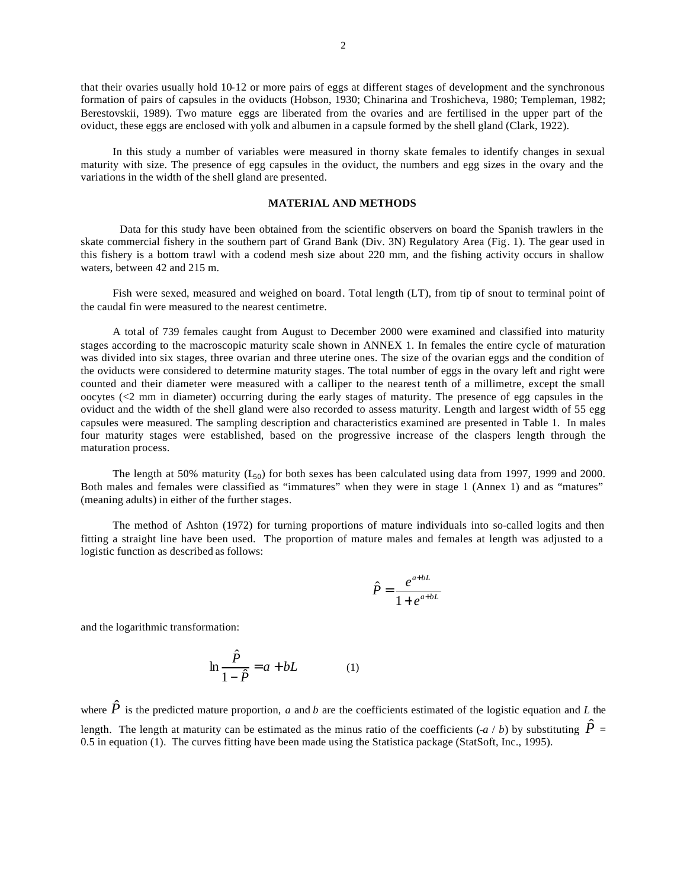that their ovaries usually hold 10-12 or more pairs of eggs at different stages of development and the synchronous formation of pairs of capsules in the oviducts (Hobson, 1930; Chinarina and Troshicheva, 1980; Templeman, 1982; Berestovskii, 1989). Two mature eggs are liberated from the ovaries and are fertilised in the upper part of the oviduct, these eggs are enclosed with yolk and albumen in a capsule formed by the shell gland (Clark, 1922).

In this study a number of variables were measured in thorny skate females to identify changes in sexual maturity with size. The presence of egg capsules in the oviduct, the numbers and egg sizes in the ovary and the variations in the width of the shell gland are presented.

## MATERIAL AND METHODS

Data for this study have been obtained from the scientific observers on board the Spanish trawlers in the skate commercial fishery in the southern part of Grand Bank (Div. 3N) Regulatory Area (Fig. 1). The gear used in this fishery is a bottom trawl with a codend mesh size about 220 mm, and the fishing activity occurs in shallow waters, between 42 and 215 m.

Fish were sexed, measured and weighed on board. Total length (LT), from tip of snout to terminal point of the caudal fin were measured to the nearest centimetre.

A total of 739 females caught from August to December 2000 were examined and classified into maturity stages according to the macroscopic maturity scale shown in ANNEX 1. In females the entire cycle of maturation was divided into six stages, three ovarian and three uterine ones. The size of the ovarian eggs and the condition of the oviducts were considered to determine maturity stages. The total number of eggs in the ovary left and right were counted and their diameter were measured with a calliper to the nearest tenth of a millimetre, except the small oocytes (<2 mm in diameter) occurring during the early stages of maturity. The presence of egg capsules in the oviduct and the width of the shell gland were also recorded to assess maturity. Length and largest width of 55 egg capsules were measured. The sampling description and characteristics examined are presented in Table 1. In males four maturity stages were established, based on the progressive increase of the claspers length through the maturation process.

The length at 50% maturity ($L_{50}$) for both sexes has been calculated using data from 1997, 1999 and 2000. Both males and females were classified as "immatures" when they were in stage 1 (Annex 1) and as "matures" (meaning adults) in either of the further stages.

The method of Ashton (1972) for turning proportions of mature individuals into so-called logits and then fitting a straight line have been used. The proportion of mature males and females at length was adjusted to a logistic function as described as follows:

$$\hat{P} = \frac{e^{a+bL}}{1+e^{a+bL}}$$

and the logarithmic transformation:

$$\ln \frac{\hat{P}}{1-\hat{P}} = a + bL \qquad (1)$$

where $\hat{P}$ is the predicted mature proportion, *a* and *b* are the coefficients estimated of the logistic equation and *L* the length. The length at maturity can be estimated as the minus ratio of the coefficients ($-a$ / $b$) by substituting $\hat{P}$ = 0.5 in equation (1). The curves fitting have been made using the Statistica package (StatSoft, Inc., 1995).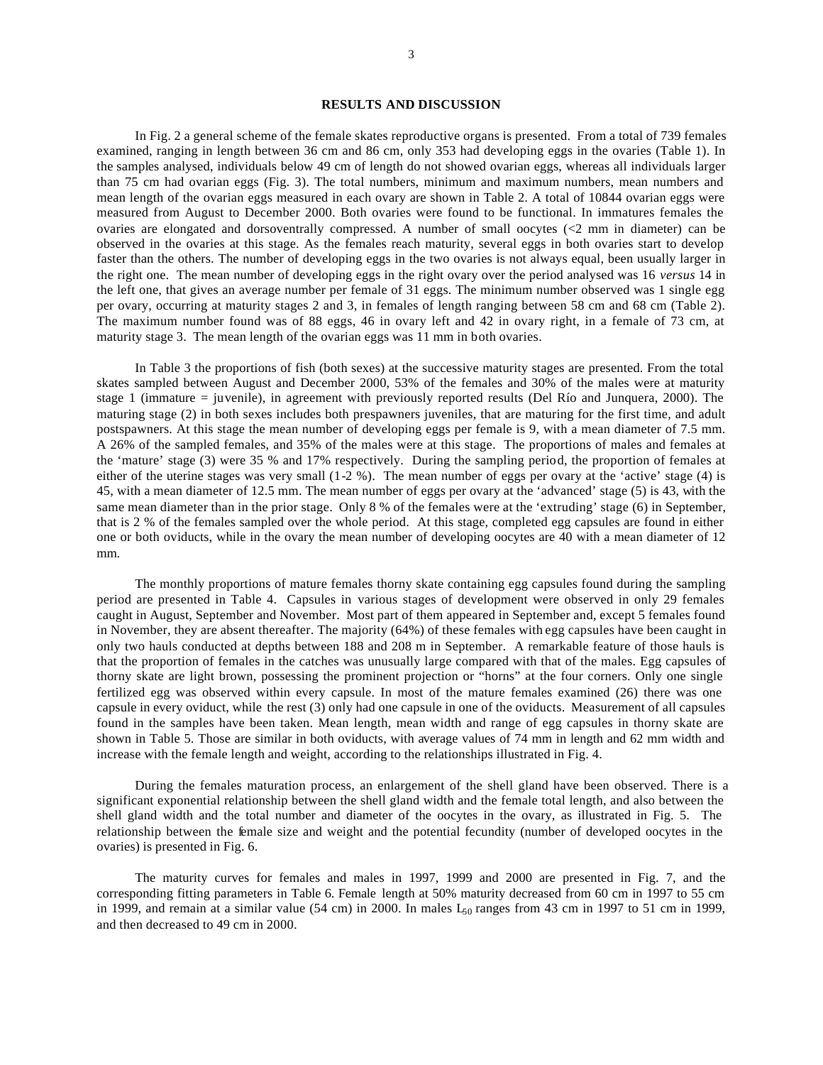## RESULTS AND DISCUSSION

In Fig. 2 a general scheme of the female skates reproductive organs is presented. From a total of 739 females examined, ranging in length between 36 cm and 86 cm, only 353 had developing eggs in the ovaries (Table 1). In the samples analysed, individuals below 49 cm of length do not showed ovarian eggs, whereas all individuals larger than 75 cm had ovarian eggs (Fig. 3). The total numbers, minimum and maximum numbers, mean numbers and mean length of the ovarian eggs measured in each ovary are shown in Table 2. A total of 10844 ovarian eggs were measured from August to December 2000. Both ovaries were found to be functional. In immatures females the ovaries are elongated and dorsoventrally compressed. A number of small oocytes (<2 mm in diameter) can be observed in the ovaries at this stage. As the females reach maturity, several eggs in both ovaries start to develop faster than the others. The number of developing eggs in the two ovaries is not always equal, been usually larger in the right one. The mean number of developing eggs in the right ovary over the period analysed was 16 *versus* 14 in the left one, that gives an average number per female of 31 eggs. The minimum number observed was 1 single egg per ovary, occurring at maturity stages 2 and 3, in females of length ranging between 58 cm and 68 cm (Table 2). The maximum number found was of 88 eggs, 46 in ovary left and 42 in ovary right, in a female of 73 cm, at maturity stage 3. The mean length of the ovarian eggs was 11 mm in both ovaries.

In Table 3 the proportions of fish (both sexes) at the successive maturity stages are presented. From the total skates sampled between August and December 2000, 53% of the females and 30% of the males were at maturity stage 1 (immature = juvenile), in agreement with previously reported results (Del Río and Junquera, 2000). The maturing stage (2) in both sexes includes both prespawners juveniles, that are maturing for the first time, and adult postspawners. At this stage the mean number of developing eggs per female is 9, with a mean diameter of 7.5 mm. A 26% of the sampled females, and 35% of the males were at this stage. The proportions of males and females at the 'mature' stage (3) were 35 % and 17% respectively. During the sampling period, the proportion of females at either of the uterine stages was very small (1-2 %). The mean number of eggs per ovary at the 'active' stage (4) is 45, with a mean diameter of 12.5 mm. The mean number of eggs per ovary at the 'advanced' stage (5) is 43, with the same mean diameter than in the prior stage. Only 8 % of the females were at the 'extruding' stage (6) in September, that is 2 % of the females sampled over the whole period. At this stage, completed egg capsules are found in either one or both oviducts, while in the ovary the mean number of developing oocytes are 40 with a mean diameter of 12 mm.

The monthly proportions of mature females thorny skate containing egg capsules found during the sampling period are presented in Table 4. Capsules in various stages of development were observed in only 29 females caught in August, September and November. Most part of them appeared in September and, except 5 females found in November, they are absent thereafter. The majority (64%) of these females with egg capsules have been caught in only two hauls conducted at depths between 188 and 208 m in September. A remarkable feature of those hauls is that the proportion of females in the catches was unusually large compared with that of the males. Egg capsules of thorny skate are light brown, possessing the prominent projection or "horns" at the four corners. Only one single fertilized egg was observed within every capsule. In most of the mature females examined (26) there was one capsule in every oviduct, while the rest (3) only had one capsule in one of the oviducts. Measurement of all capsules found in the samples have been taken. Mean length, mean width and range of egg capsules in thorny skate are shown in Table 5. Those are similar in both oviducts, with average values of 74 mm in length and 62 mm width and increase with the female length and weight, according to the relationships illustrated in Fig. 4.

During the females maturation process, an enlargement of the shell gland have been observed. There is a significant exponential relationship between the shell gland width and the female total length, and also between the shell gland width and the total number and diameter of the oocytes in the ovary, as illustrated in Fig. 5. The relationship between the female size and weight and the potential fecundity (number of developed oocytes in the ovaries) is presented in Fig. 6.

The maturity curves for females and males in 1997, 1999 and 2000 are presented in Fig. 7, and the corresponding fitting parameters in Table 6. Female length at 50% maturity decreased from 60 cm in 1997 to 55 cm in 1999, and remain at a similar value (54 cm) in 2000. In males $L_{50}$ ranges from 43 cm in 1997 to 51 cm in 1999, and then decreased to 49 cm in 2000.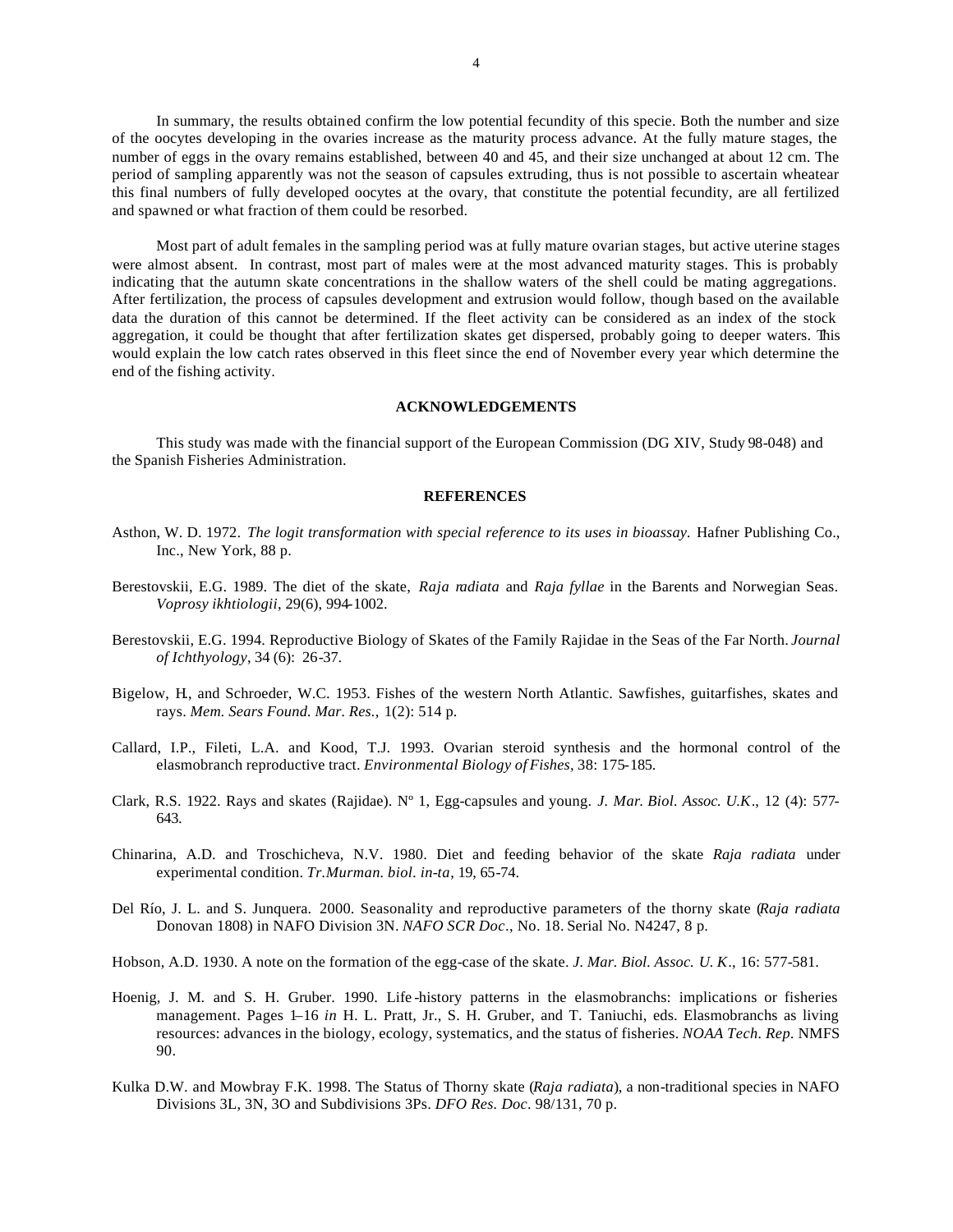In summary, the results obtained confirm the low potential fecundity of this specie. Both the number and size of the oocytes developing in the ovaries increase as the maturity process advance. At the fully mature stages, the number of eggs in the ovary remains established, between 40 and 45, and their size unchanged at about 12 cm. The period of sampling apparently was not the season of capsules extruding, thus is not possible to ascertain wheatear this final numbers of fully developed oocytes at the ovary, that constitute the potential fecundity, are all fertilized and spawned or what fraction of them could be resorbed.

Most part of adult females in the sampling period was at fully mature ovarian stages, but active uterine stages were almost absent. In contrast, most part of males were at the most advanced maturity stages. This is probably indicating that the autumn skate concentrations in the shallow waters of the shell could be mating aggregations. After fertilization, the process of capsules development and extrusion would follow, though based on the available data the duration of this cannot be determined. If the fleet activity can be considered as an index of the stock aggregation, it could be thought that after fertilization skates get dispersed, probably going to deeper waters. This would explain the low catch rates observed in this fleet since the end of November every year which determine the end of the fishing activity.

## ACKNOWLEDGEMENTS

This study was made with the financial support of the European Commission (DG XIV, Study 98-048) and the Spanish Fisheries Administration.

## REFERENCES

Asthon, W. D. 1972. *The logit transformation with special reference to its uses in bioassay.* Hafner Publishing Co., Inc., New York, 88 p.

Berestovskii, E.G. 1989. The diet of the skate, *Raja radiata* and *Raja fyllae* in the Barents and Norwegian Seas. *Voprosy ikhtiologii*, 29(6), 994-1002.

Berestovskii, E.G. 1994. Reproductive Biology of Skates of the Family Rajidae in the Seas of the Far North. *Journal of Ichthyology*, 34 (6): 26-37.

Bigelow, H., and Schroeder, W.C. 1953. Fishes of the western North Atlantic. Sawfishes, guitarfishes, skates and rays. *Mem. Sears Found. Mar. Res.,* 1(2): 514 p.

Callard, I.P., Fileti, L.A. and Kood, T.J. 1993. Ovarian steroid synthesis and the hormonal control of the elasmobranch reproductive tract. *Environmental Biology of Fishes,* 38: 175-185.

Clark, R.S. 1922. Rays and skates (Rajidae). Nº 1, Egg-capsules and young. *J. Mar. Biol. Assoc. U.K*., 12 (4): 577-643.

Chinarina, A.D. and Troschicheva, N.V. 1980. Diet and feeding behavior of the skate *Raja radiata* under experimental condition. *Tr.Murman. biol. in-ta*, 19, 65-74.

Del Río, J. L. and S. Junquera. 2000. Seasonality and reproductive parameters of the thorny skate (*Raja radiata* Donovan 1808) in NAFO Division 3N. *NAFO SCR Doc*., No. 18. Serial No. N4247, 8 p.

Hobson, A.D. 1930. A note on the formation of the egg-case of the skate. *J. Mar. Biol. Assoc. U. K*., 16: 577-581.

Hoenig, J. M. and S. H. Gruber. 1990. Life-history patterns in the elasmobranchs: implications or fisheries management. Pages 1–16 *in* H. L. Pratt, Jr., S. H. Gruber, and T. Taniuchi, eds. Elasmobranchs as living resources: advances in the biology, ecology, systematics, and the status of fisheries. *NOAA Tech. Rep.* NMFS 90.

Kulka D.W. and Mowbray F.K. 1998. The Status of Thorny skate (*Raja radiata*), a non-traditional species in NAFO Divisions 3L, 3N, 3O and Subdivisions 3Ps. *DFO Res. Doc*. 98/131, 70 p.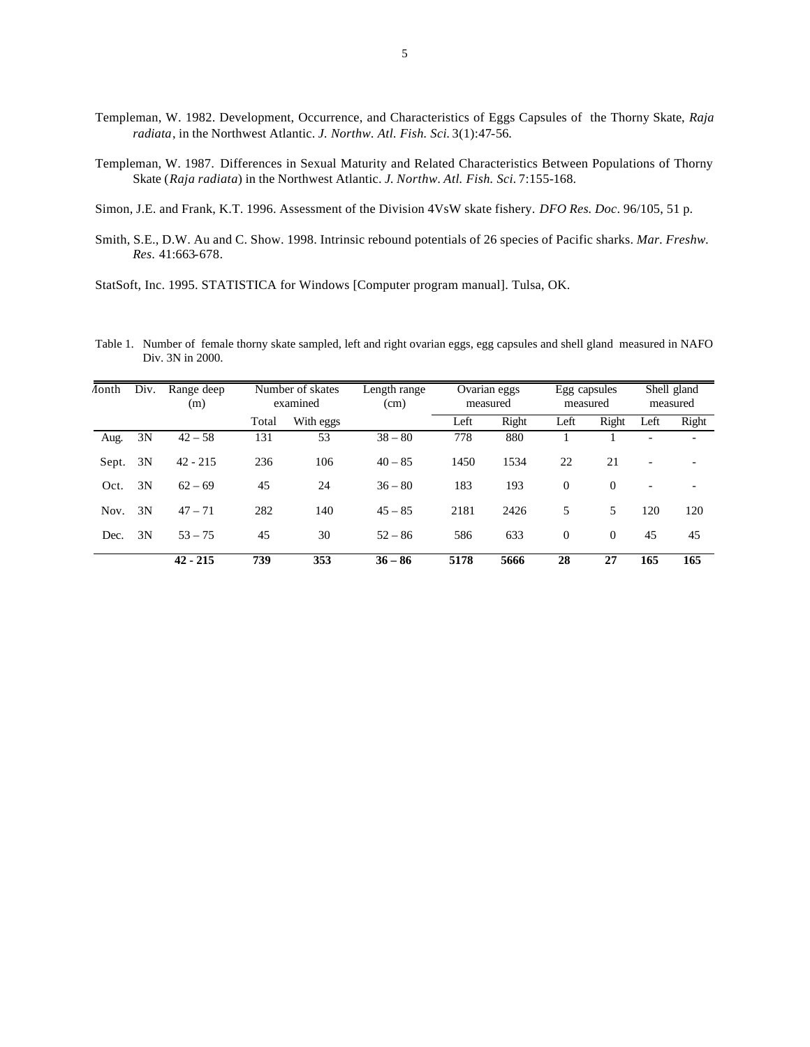Templeman, W. 1982. Development, Occurrence, and Characteristics of Eggs Capsules of the Thorny Skate, *Raja radiata*, in the Northwest Atlantic. *J. Northw. Atl. Fish. Sci.* 3(1):47-56.

Templeman, W. 1987. Differences in Sexual Maturity and Related Characteristics Between Populations of Thorny Skate (*Raja radiata*) in the Northwest Atlantic. *J. Northw. Atl. Fish. Sci.* 7:155-168.

Simon, J.E. and Frank, K.T. 1996. Assessment of the Division 4VsW skate fishery. *DFO Res. Doc*. 96/105, 51 p.

Smith, S.E., D.W. Au and C. Show. 1998. Intrinsic rebound potentials of 26 species of Pacific sharks. *Mar. Freshw. Res.* 41:663-678.

StatSoft, Inc. 1995. STATISTICA for Windows [Computer program manual]. Tulsa, OK.

Table 1. Number of female thorny skate sampled, left and right ovarian eggs, egg capsules and shell gland measured in NAFO Div. 3N in 2000.

| Month | Div. | Range deep (m) | Number of skates examined | | Length range (cm) | Ovarian eggs measured | | Egg capsules measured | | Shell gland measured | |
|---|---|---|---|---|---|---|---|---|---|---|---|
| | | | Total | With eggs | | Left | Right | Left | Right | Left | Right |
| Aug. | 3N | 42 – 58 | 131 | 53 | 38 – 80 | 778 | 880 | 1 | 1 | - | - |
| Sept. | 3N | 42 - 215 | 236 | 106 | 40 – 85 | 1450 | 1534 | 22 | 21 | - | - |
| Oct. | 3N | 62 – 69 | 45 | 24 | 36 – 80 | 183 | 193 | 0 | 0 | - | - |
| Nov. | 3N | 47 – 71 | 282 | 140 | 45 – 85 | 2181 | 2426 | 5 | 5 | 120 | 120 |
| Dec. | 3N | 53 – 75 | 45 | 30 | 52 – 86 | 586 | 633 | 0 | 0 | 45 | 45 |
| | | **42 - 215** | **739** | **353** | **36 – 86** | **5178** | **5666** | **28** | **27** | **165** | **165** |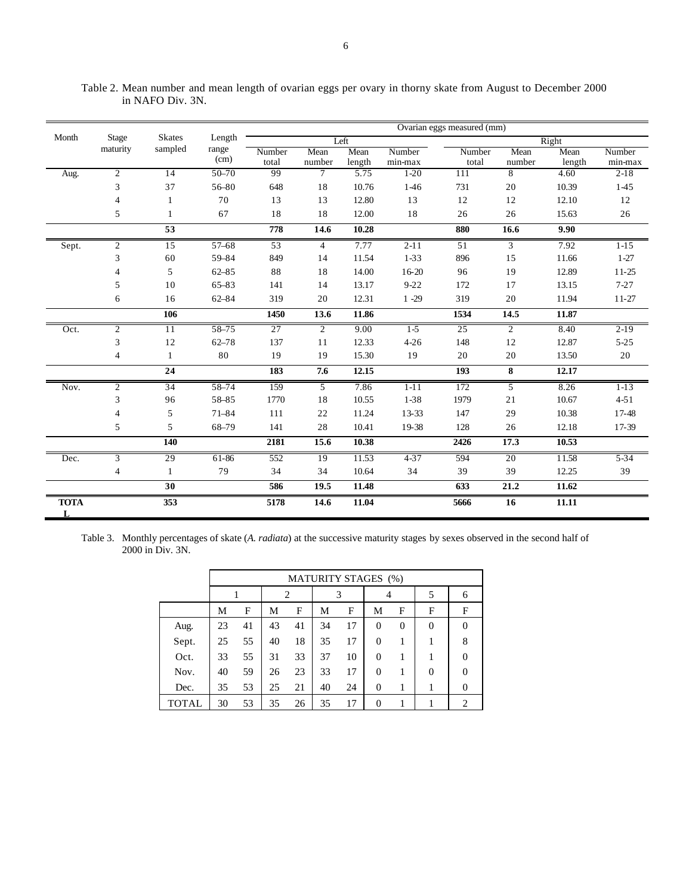Table 2. Mean number and mean length of ovarian eggs per ovary in thorny skate from August to December 2000 in NAFO Div. 3N.

| Month | Stage maturity | Skates sampled | Length range (cm) | Ovarian eggs measured (mm) | | | | | | | |
|---|---|---|---|---|---|---|---|---|---|---|---|
| | | | | Left | | | | Right | | | |
| | | | | Number total | Mean number | Mean length | Number min-max | Number total | Mean number | Mean length | Number min-max |
| Aug. | 2 | 14 | 50–70 | 99 | 7 | 5.75 | 1-20 | 111 | 8 | 4.60 | 2-18 |
| | 3 | 37 | 56–80 | 648 | 18 | 10.76 | 1-46 | 731 | 20 | 10.39 | 1-45 |
| | 4 | 1 | 70 | 13 | 13 | 12.80 | 13 | 12 | 12 | 12.10 | 12 |
| | 5 | 1 | 67 | 18 | 18 | 12.00 | 18 | 26 | 26 | 15.63 | 26 |
| | | **53** | | **778** | **14.6** | **10.28** | | **880** | **16.6** | **9.90** | |
| Sept. | 2 | 15 | 57–68 | 53 | 4 | 7.77 | 2-11 | 51 | 3 | 7.92 | 1-15 |
| | 3 | 60 | 59–84 | 849 | 14 | 11.54 | 1-33 | 896 | 15 | 11.66 | 1-27 |
| | 4 | 5 | 62–85 | 88 | 18 | 14.00 | 16-20 | 96 | 19 | 12.89 | 11-25 |
| | 5 | 10 | 65–83 | 141 | 14 | 13.17 | 9-22 | 172 | 17 | 13.15 | 7-27 |
| | 6 | 16 | 62–84 | 319 | 20 | 12.31 | 1 -29 | 319 | 20 | 11.94 | 11-27 |
| | | **106** | | **1450** | **13.6** | **11.86** | | **1534** | **14.5** | **11.87** | |
| Oct. | 2 | 11 | 58–75 | 27 | 2 | 9.00 | 1-5 | 25 | 2 | 8.40 | 2-19 |
| | 3 | 12 | 62–78 | 137 | 11 | 12.33 | 4-26 | 148 | 12 | 12.87 | 5-25 |
| | 4 | 1 | 80 | 19 | 19 | 15.30 | 19 | 20 | 20 | 13.50 | 20 |
| | | **24** | | **183** | **7.6** | **12.15** | | **193** | **8** | **12.17** | |
| Nov. | 2 | 34 | 58–74 | 159 | 5 | 7.86 | 1-11 | 172 | 5 | 8.26 | 1-13 |
| | 3 | 96 | 58–85 | 1770 | 18 | 10.55 | 1-38 | 1979 | 21 | 10.67 | 4-51 |
| | 4 | 5 | 71–84 | 111 | 22 | 11.24 | 13-33 | 147 | 29 | 10.38 | 17-48 |
| | 5 | 5 | 68–79 | 141 | 28 | 10.41 | 19-38 | 128 | 26 | 12.18 | 17-39 |
| | | **140** | | **2181** | **15.6** | **10.38** | | **2426** | **17.3** | **10.53** | |
| Dec. | 3 | 29 | 61-86 | 552 | 19 | 11.53 | 4-37 | 594 | 20 | 11.58 | 5-34 |
| | 4 | 1 | 79 | 34 | 34 | 10.64 | 34 | 39 | 39 | 12.25 | 39 |
| | | **30** | | **586** | **19.5** | **11.48** | | **633** | **21.2** | **11.62** | |
| **TOTAL** | | **353** | | **5178** | **14.6** | **11.04** | | **5666** | **16** | **11.11** | |

Table 3. Monthly percentages of skate (*A. radiata*) at the successive maturity stages by sexes observed in the second half of 2000 in Div. 3N.

| | MATURITY STAGES (%) | | | | | | | | | |
|---|---|---|---|---|---|---|---|---|---|---|
| | 1 | | 2 | | 3 | | 4 | | 5 | 6 |
| | M | F | M | F | M | F | M | F | F | F |
| Aug. | 23 | 41 | 43 | 41 | 34 | 17 | 0 | 0 | 0 | 0 |
| Sept. | 25 | 55 | 40 | 18 | 35 | 17 | 0 | 1 | 1 | 8 |
| Oct. | 33 | 55 | 31 | 33 | 37 | 10 | 0 | 1 | 1 | 0 |
| Nov. | 40 | 59 | 26 | 23 | 33 | 17 | 0 | 1 | 0 | 0 |
| Dec. | 35 | 53 | 25 | 21 | 40 | 24 | 0 | 1 | 1 | 0 |
| TOTAL | 30 | 53 | 35 | 26 | 35 | 17 | 0 | 1 | 1 | 2 |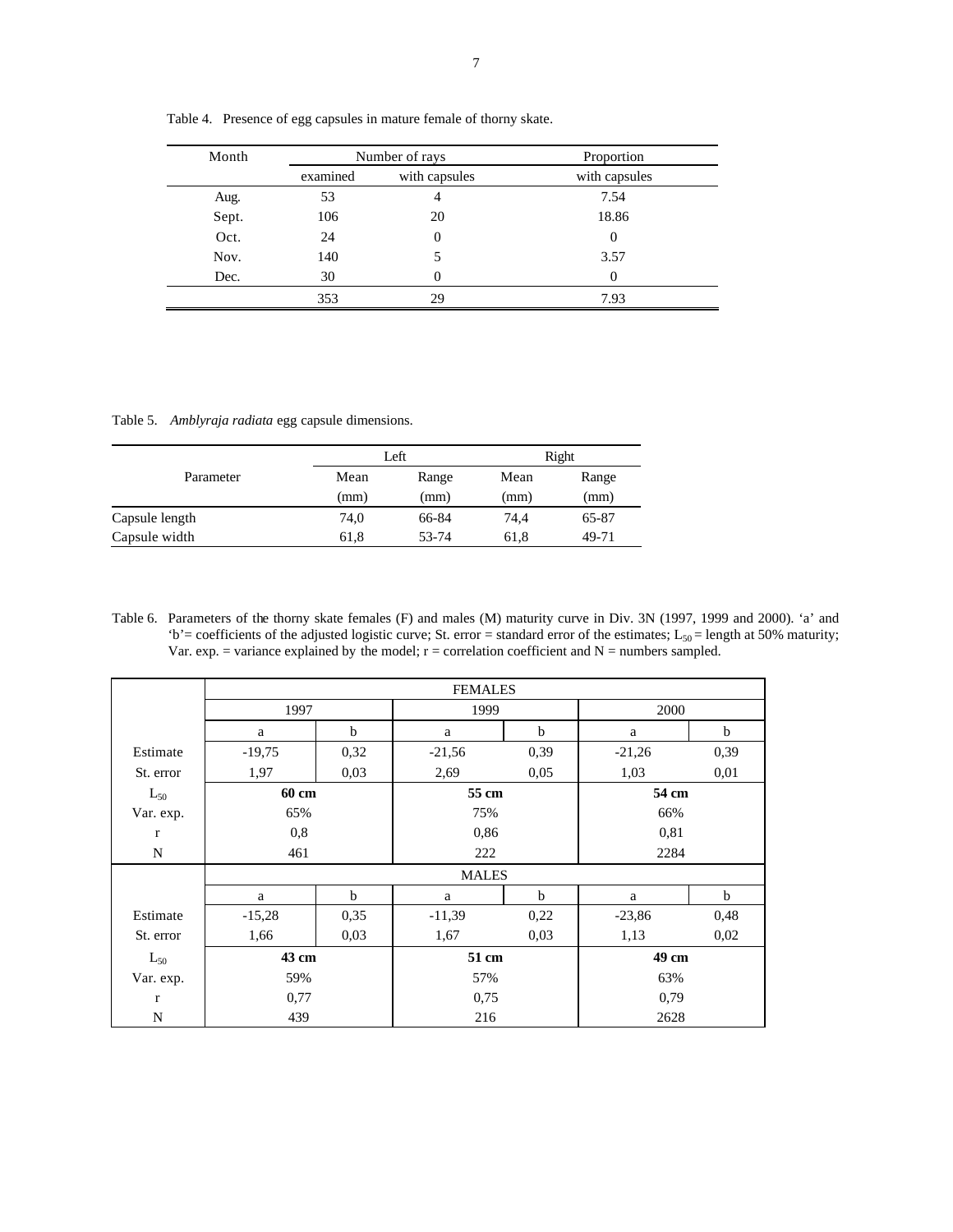Table 4. Presence of egg capsules in mature female of thorny skate.

| Month | Number of rays | | Proportion |
|---|---|---|---|
| | examined | with capsules | with capsules |
| Aug. | 53 | 4 | 7.54 |
| Sept. | 106 | 20 | 18.86 |
| Oct. | 24 | 0 | 0 |
| Nov. | 140 | 5 | 3.57 |
| Dec. | 30 | 0 | 0 |
| | 353 | 29 | 7.93 |

Table 5. *Amblyraja radiata* egg capsule dimensions.

| Parameter | Left | | Right | |
|---|---|---|---|---|
| | Mean (mm) | Range (mm) | Mean (mm) | Range (mm) |
| Capsule length | 74,0 | 66-84 | 74,4 | 65-87 |
| Capsule width | 61,8 | 53-74 | 61,8 | 49-71 |

Table 6. Parameters of the thorny skate females (F) and males (M) maturity curve in Div. 3N (1997, 1999 and 2000). 'a' and 'b'= coefficients of the adjusted logistic curve; St. error = standard error of the estimates; $L_{50}$ = length at 50% maturity; Var. exp. = variance explained by the model; r = correlation coefficient and N = numbers sampled.

| | FEMALES | | | | | |
|---|---|---|---|---|---|---|
| | 1997 | | 1999 | | 2000 | |
| | a | b | a | b | a | b |
| Estimate | -19,75 | 0,32 | -21,56 | 0,39 | -21,26 | 0,39 |
| St. error | 1,97 | 0,03 | 2,69 | 0,05 | 1,03 | 0,01 |
| $L_{50}$ | **60 cm** | | **55 cm** | | **54 cm** | |
| Var. exp. | 65% | | 75% | | 66% | |
| r | 0,8 | | 0,86 | | 0,81 | |
| N | 461 | | 222 | | 2284 | |
| | MALES | | | | | |
| | a | b | a | b | a | b |
| Estimate | -15,28 | 0,35 | -11,39 | 0,22 | -23,86 | 0,48 |
| St. error | 1,66 | 0,03 | 1,67 | 0,03 | 1,13 | 0,02 |
| $L_{50}$ | **43 cm** | | **51 cm** | | **49 cm** | |
| Var. exp. | 59% | | 57% | | 63% | |
| r | 0,77 | | 0,75 | | 0,79 | |
| N | 439 | | 216 | | 2628 | |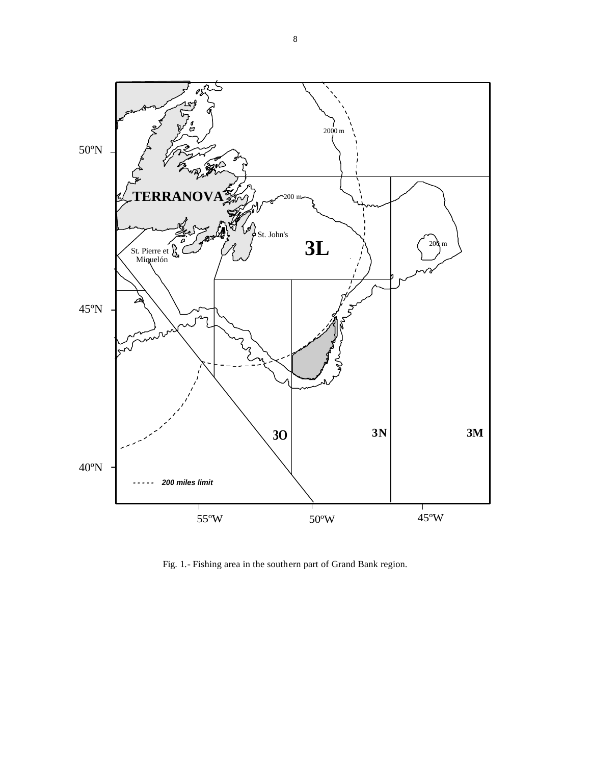Fig. 1.- Fishing area in the southern part of Grand Bank region.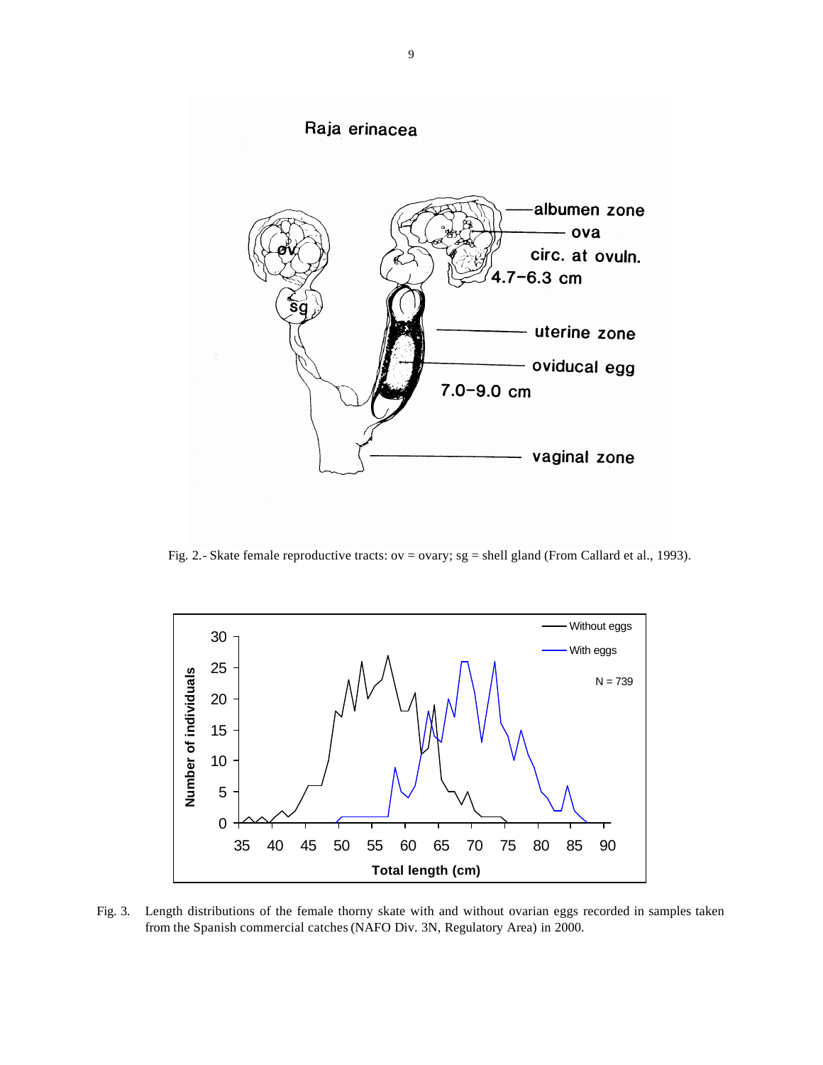Fig. 2.- Skate female reproductive tracts: ov = ovary; sg = shell gland (From Callard et al., 1993).

Fig. 3. Length distributions of the female thorny skate with and without ovarian eggs recorded in samples taken from the Spanish commercial catches (NAFO Div. 3N, Regulatory Area) in 2000.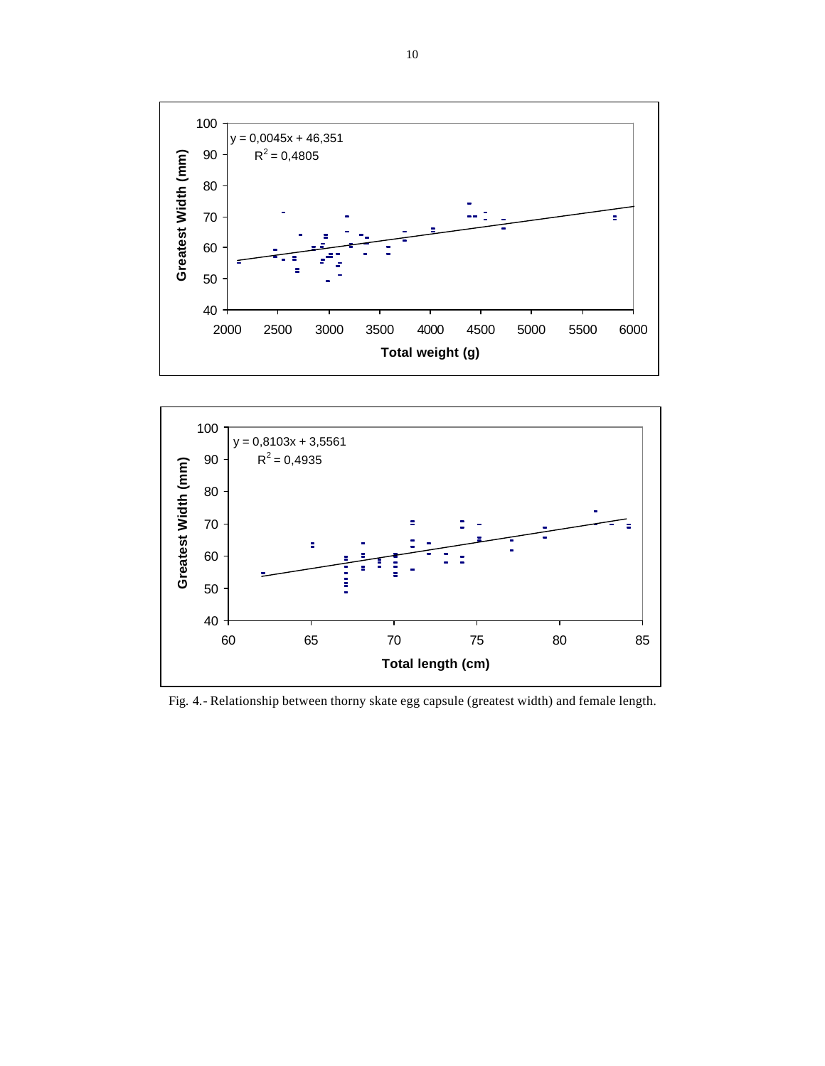y = 0,0045x + 46,351
$R^2$ = 0,4805

Greatest Width (mm)

Total weight (g)

y = 0,8103x + 3,5561
$R^2$ = 0,4935

Greatest Width (mm)

Total length (cm)

Fig. 4.- Relationship between thorny skate egg capsule (greatest width) and female length.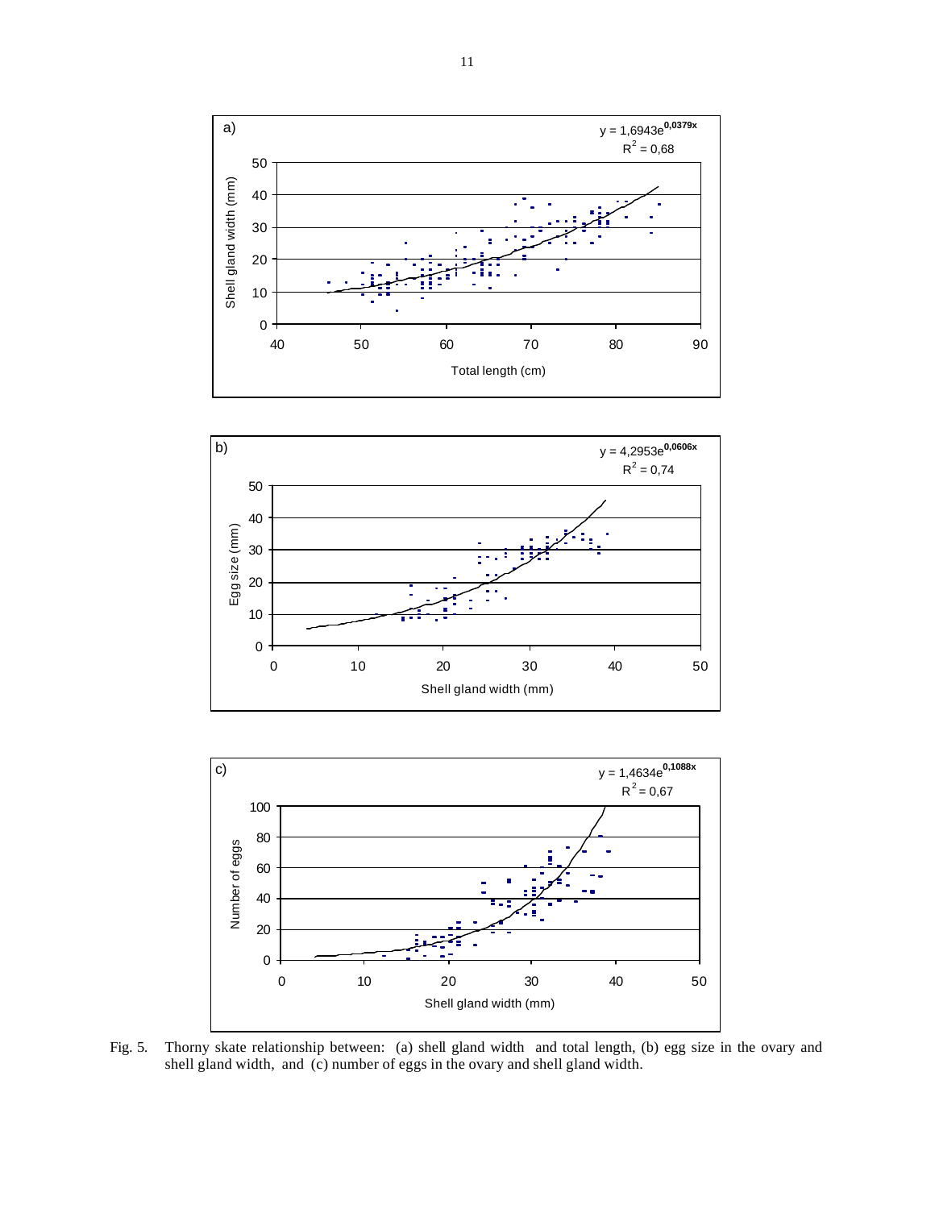Fig. 5. Thorny skate relationship between: (a) shell gland width and total length, (b) egg size in the ovary and shell gland width, and (c) number of eggs in the ovary and shell gland width.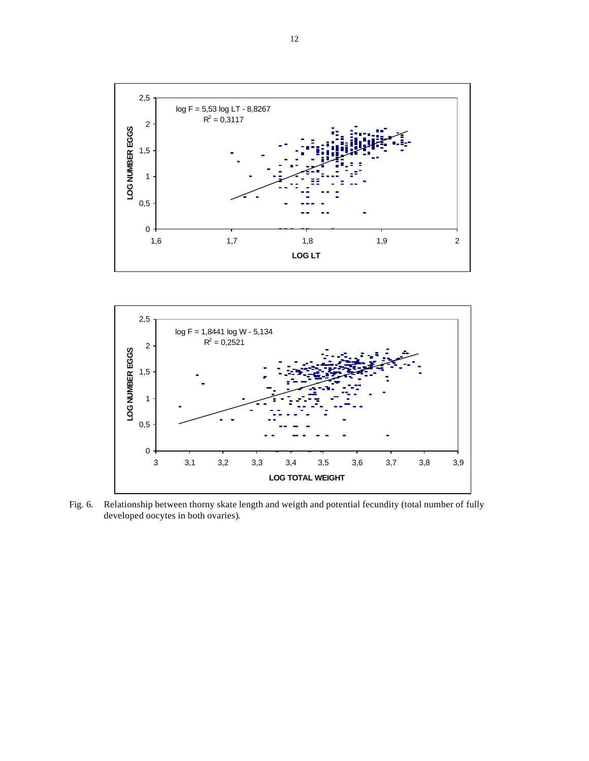Fig. 6. Relationship between thorny skate length and weigth and potential fecundity (total number of fully developed oocytes in both ovaries).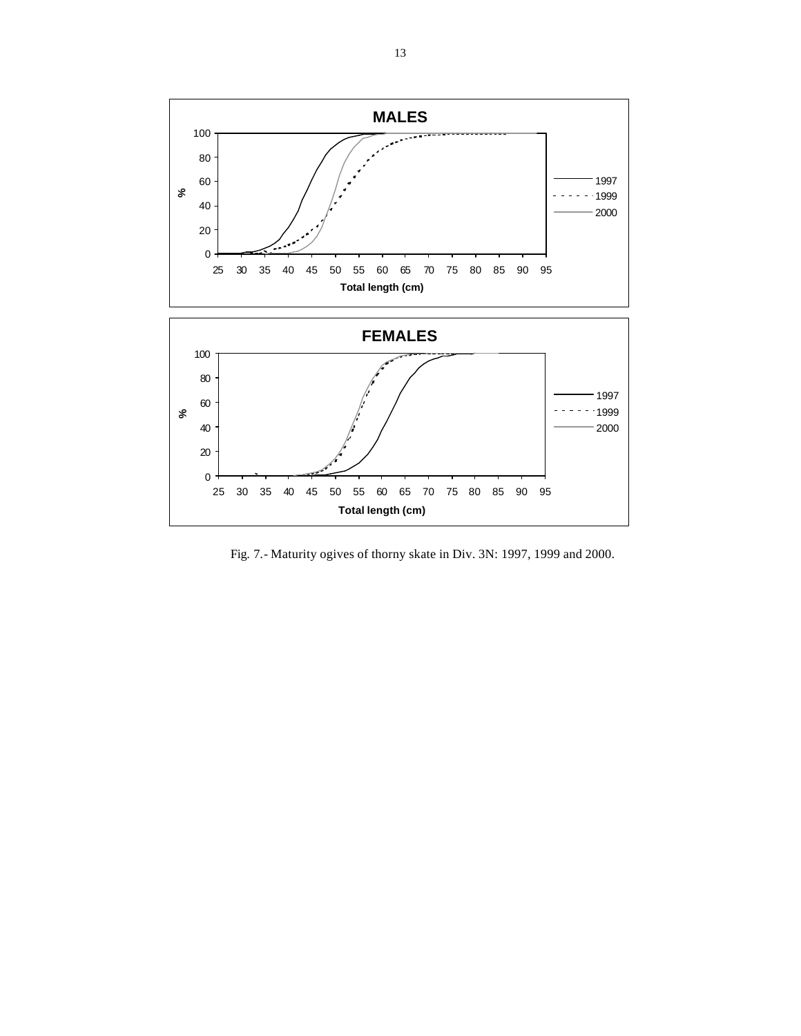Fig. 7.- Maturity ogives of thorny skate in Div. 3N: 1997, 1999 and 2000.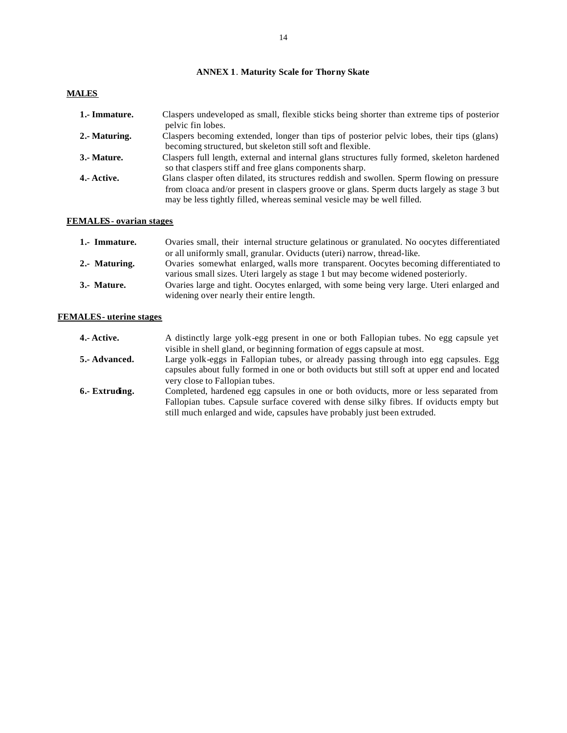## ANNEX 1. Maturity Scale for Thorny Skate

### MALES

| | |
|---|---|
| **1.- Immature.** | Claspers undeveloped as small, flexible sticks being shorter than extreme tips of posterior pelvic fin lobes. |
| **2.- Maturing.** | Claspers becoming extended, longer than tips of posterior pelvic lobes, their tips (glans) becoming structured, but skeleton still soft and flexible. |
| **3.- Mature.** | Claspers full length, external and internal glans structures fully formed, skeleton hardened so that claspers stiff and free glans components sharp. |
| **4.- Active.** | Glans clasper often dilated, its structures reddish and swollen. Sperm flowing on pressure from cloaca and/or present in claspers groove or glans. Sperm ducts largely as stage 3 but may be less tightly filled, whereas seminal vesicle may be well filled. |

### FEMALES - ovarian stages

| | |
|---|---|
| **1.- Immature.** | Ovaries small, their internal structure gelatinous or granulated. No oocytes differentiated or all uniformly small, granular. Oviducts (uteri) narrow, thread-like. |
| **2.- Maturing.** | Ovaries somewhat enlarged, walls more transparent. Oocytes becoming differentiated to various small sizes. Uteri largely as stage 1 but may become widened posteriorly. |
| **3.- Mature.** | Ovaries large and tight. Oocytes enlarged, with some being very large. Uteri enlarged and widening over nearly their entire length. |

### FEMALES - uterine stages

| | |
|---|---|
| **4.- Active.** | A distinctly large yolk-egg present in one or both Fallopian tubes. No egg capsule yet visible in shell gland, or beginning formation of eggs capsule at most. |
| **5.- Advanced.** | Large yolk-eggs in Fallopian tubes, or already passing through into egg capsules. Egg capsules about fully formed in one or both oviducts but still soft at upper end and located very close to Fallopian tubes. |
| **6.- Extruding.** | Completed, hardened egg capsules in one or both oviducts, more or less separated from Fallopian tubes. Capsule surface covered with dense silky fibres. If oviducts empty but still much enlarged and wide, capsules have probably just been extruded. |